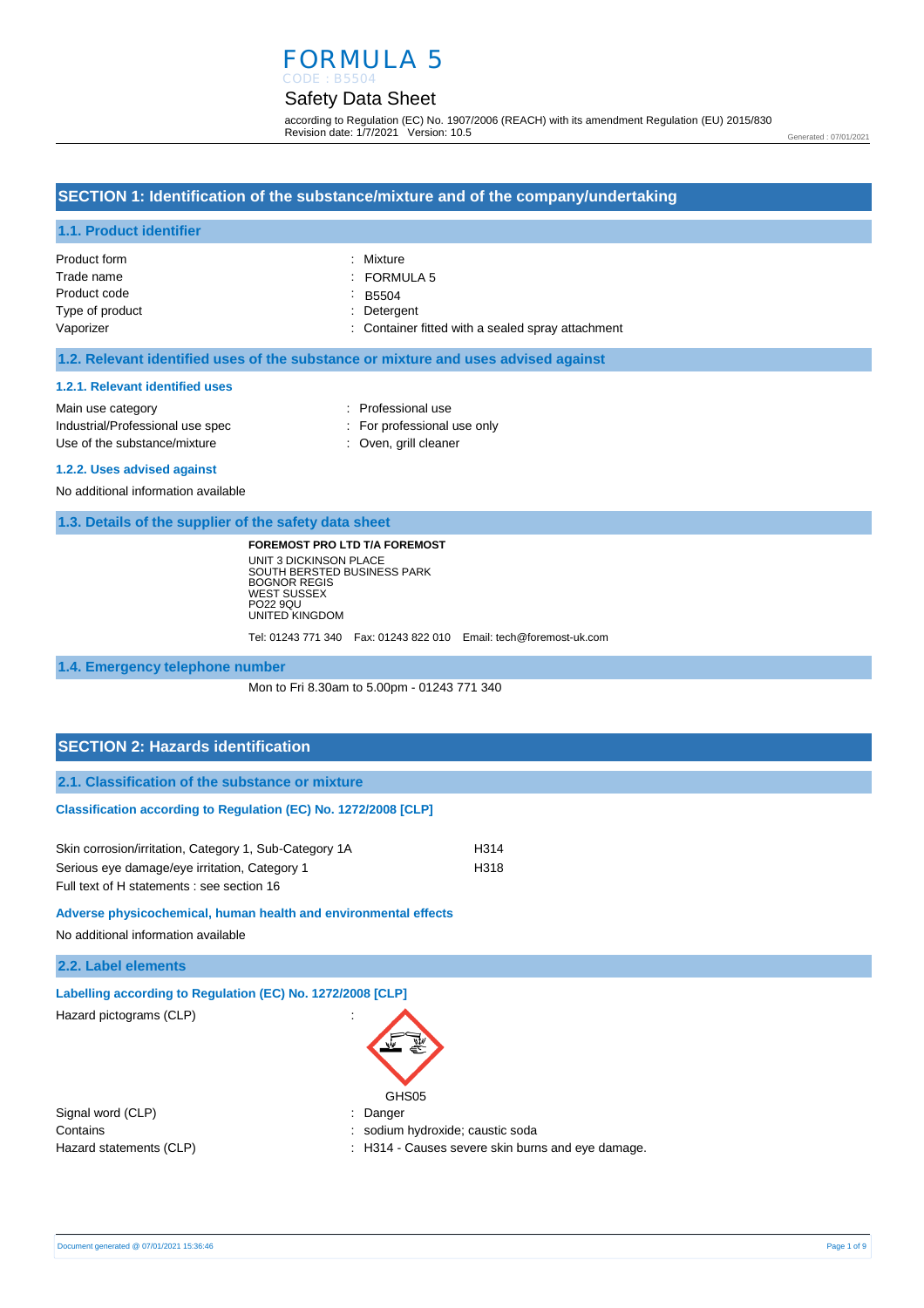# FORMULA 5

CODE : B5504

## Safety Data Sheet

according to Regulation (EC) No. 1907/2006 (REACH) with its amendment Regulation (EU) 2015/830
Revision date: 1/7/2021 Version: 10.5

Generated : 07/01/2021

## SECTION 1: Identification of the substance/mixture and of the company/undertaking

### 1.1. Product identifier

| | |
|---|---|
| Product form | : Mixture |
| Trade name | : FORMULA 5 |
| Product code | : B5504 |
| Type of product | : Detergent |
| Vaporizer | : Container fitted with a sealed spray attachment |

### 1.2. Relevant identified uses of the substance or mixture and uses advised against

#### 1.2.1. Relevant identified uses

| | |
|---|---|
| Main use category | : Professional use |
| Industrial/Professional use spec | : For professional use only |
| Use of the substance/mixture | : Oven, grill cleaner |

#### 1.2.2. Uses advised against

No additional information available

### 1.3. Details of the supplier of the safety data sheet

**FOREMOST PRO LTD T/A FOREMOST**
UNIT 3 DICKINSON PLACE
SOUTH BERSTED BUSINESS PARK
BOGNOR REGIS
WEST SUSSEX
PO22 9QU
UNITED KINGDOM

Tel: 01243 771 340 Fax: 01243 822 010 Email: tech@foremost-uk.com

### 1.4. Emergency telephone number

Mon to Fri 8.30am to 5.00pm - 01243 771 340

## SECTION 2: Hazards identification

### 2.1. Classification of the substance or mixture

**Classification according to Regulation (EC) No. 1272/2008 [CLP]**

| | |
|---|---|
| Skin corrosion/irritation, Category 1, Sub-Category 1A | H314 |
| Serious eye damage/eye irritation, Category 1 | H318 |

Full text of H statements : see section 16

**Adverse physicochemical, human health and environmental effects**

No additional information available

### 2.2. Label elements

**Labelling according to Regulation (EC) No. 1272/2008 [CLP]**

Hazard pictograms (CLP) :

GHS05

| | |
|---|---|
| Signal word (CLP) | : Danger |
| Contains | : sodium hydroxide; caustic soda |
| Hazard statements (CLP) | : H314 - Causes severe skin burns and eye damage. |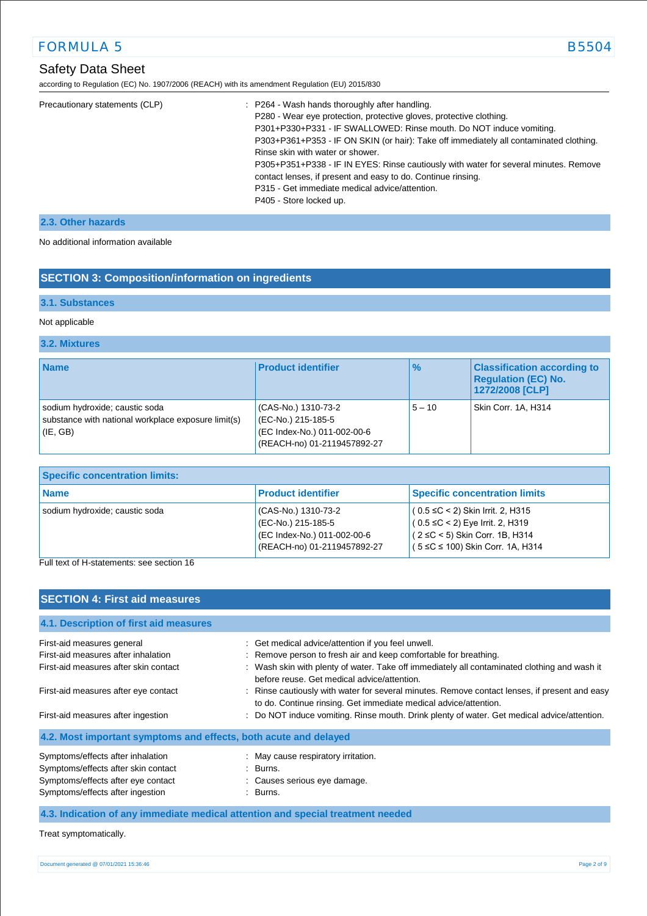| | |
|---|---|
| Precautionary statements (CLP) | : P264 - Wash hands thoroughly after handling.<br>P280 - Wear eye protection, protective gloves, protective clothing.<br>P301+P330+P331 - IF SWALLOWED: Rinse mouth. Do NOT induce vomiting.<br>P303+P361+P353 - IF ON SKIN (or hair): Take off immediately all contaminated clothing. Rinse skin with water or shower.<br>P305+P351+P338 - IF IN EYES: Rinse cautiously with water for several minutes. Remove contact lenses, if present and easy to do. Continue rinsing.<br>P315 - Get immediate medical advice/attention.<br>P405 - Store locked up. |

### 2.3. Other hazards

No additional information available

## SECTION 3: Composition/information on ingredients

### 3.1. Substances

Not applicable

### 3.2. Mixtures

| Name | Product identifier | % | Classification according to Regulation (EC) No. 1272/2008 [CLP] |
|---|---|---|---|
| sodium hydroxide; caustic soda<br>substance with national workplace exposure limit(s) (IE, GB) | (CAS-No.) 1310-73-2<br>(EC-No.) 215-185-5<br>(EC Index-No.) 011-002-00-6<br>(REACH-no) 01-2119457892-27 | 5 – 10 | Skin Corr. 1A, H314 |

**Specific concentration limits:**

| Name | Product identifier | Specific concentration limits |
|---|---|---|
| sodium hydroxide; caustic soda | (CAS-No.) 1310-73-2<br>(EC-No.) 215-185-5<br>(EC Index-No.) 011-002-00-6<br>(REACH-no) 01-2119457892-27 | ( 0.5 ≤C < 2) Skin Irrit. 2, H315<br>( 0.5 ≤C < 2) Eye Irrit. 2, H319<br>( 2 ≤C < 5) Skin Corr. 1B, H314<br>( 5 ≤C ≤ 100) Skin Corr. 1A, H314 |

Full text of H-statements: see section 16

## SECTION 4: First aid measures

### 4.1. Description of first aid measures

| | |
|---|---|
| First-aid measures general | : Get medical advice/attention if you feel unwell. |
| First-aid measures after inhalation | : Remove person to fresh air and keep comfortable for breathing. |
| First-aid measures after skin contact | : Wash skin with plenty of water. Take off immediately all contaminated clothing and wash it before reuse. Get medical advice/attention. |
| First-aid measures after eye contact | : Rinse cautiously with water for several minutes. Remove contact lenses, if present and easy to do. Continue rinsing. Get immediate medical advice/attention. |
| First-aid measures after ingestion | : Do NOT induce vomiting. Rinse mouth. Drink plenty of water. Get medical advice/attention. |

### 4.2. Most important symptoms and effects, both acute and delayed

| | |
|---|---|
| Symptoms/effects after inhalation | : May cause respiratory irritation. |
| Symptoms/effects after skin contact | : Burns. |
| Symptoms/effects after eye contact | : Causes serious eye damage. |
| Symptoms/effects after ingestion | : Burns. |

### 4.3. Indication of any immediate medical attention and special treatment needed

Treat symptomatically.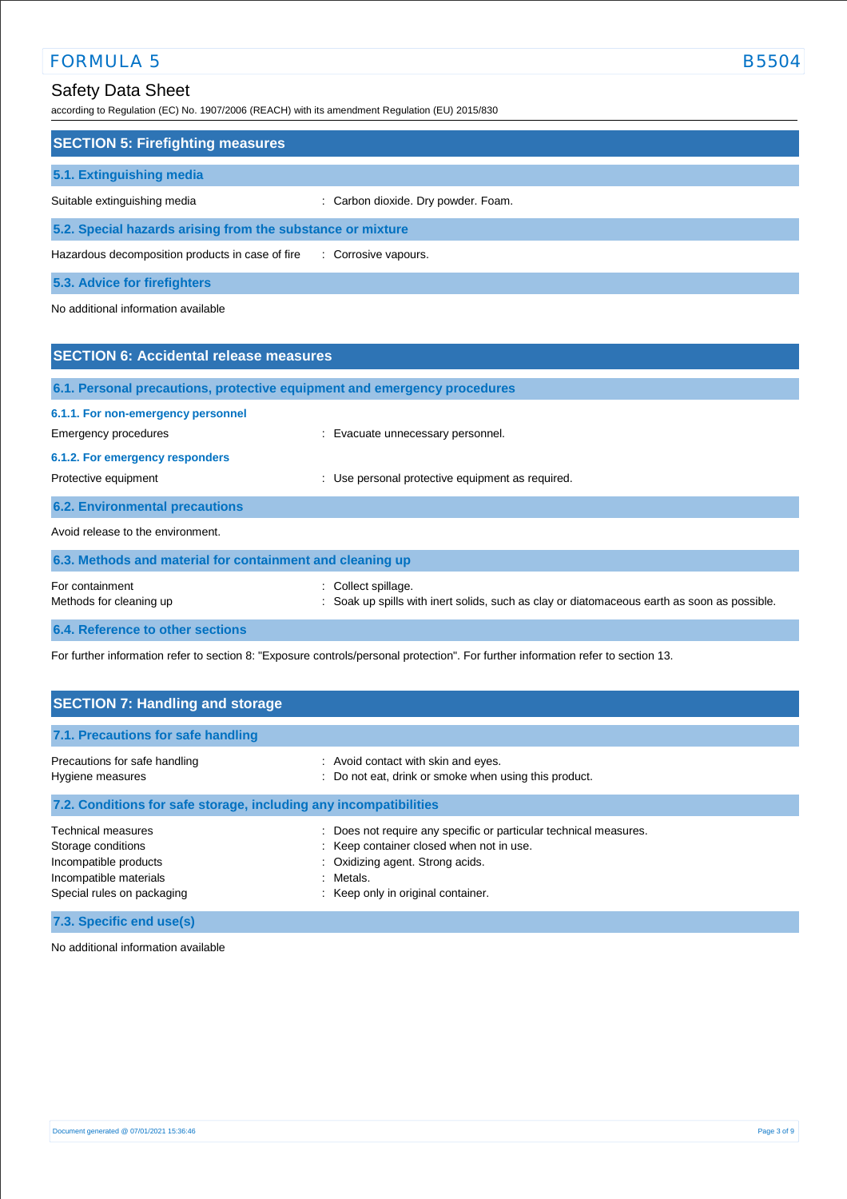## SECTION 5: Firefighting measures

### 5.1. Extinguishing media

Suitable extinguishing media : Carbon dioxide. Dry powder. Foam.

### 5.2. Special hazards arising from the substance or mixture

Hazardous decomposition products in case of fire : Corrosive vapours.

### 5.3. Advice for firefighters

No additional information available

## SECTION 6: Accidental release measures

### 6.1. Personal precautions, protective equipment and emergency procedures

#### 6.1.1. For non-emergency personnel

Emergency procedures : Evacuate unnecessary personnel.

#### 6.1.2. For emergency responders

Protective equipment : Use personal protective equipment as required.

### 6.2. Environmental precautions

Avoid release to the environment.

### 6.3. Methods and material for containment and cleaning up

For containment : Collect spillage.
Methods for cleaning up : Soak up spills with inert solids, such as clay or diatomaceous earth as soon as possible.

### 6.4. Reference to other sections

For further information refer to section 8: "Exposure controls/personal protection". For further information refer to section 13.

## SECTION 7: Handling and storage

### 7.1. Precautions for safe handling

Precautions for safe handling : Avoid contact with skin and eyes.
Hygiene measures : Do not eat, drink or smoke when using this product.

### 7.2. Conditions for safe storage, including any incompatibilities

Technical measures : Does not require any specific or particular technical measures.
Storage conditions : Keep container closed when not in use.
Incompatible products : Oxidizing agent. Strong acids.
Incompatible materials : Metals.
Special rules on packaging : Keep only in original container.

### 7.3. Specific end use(s)

No additional information available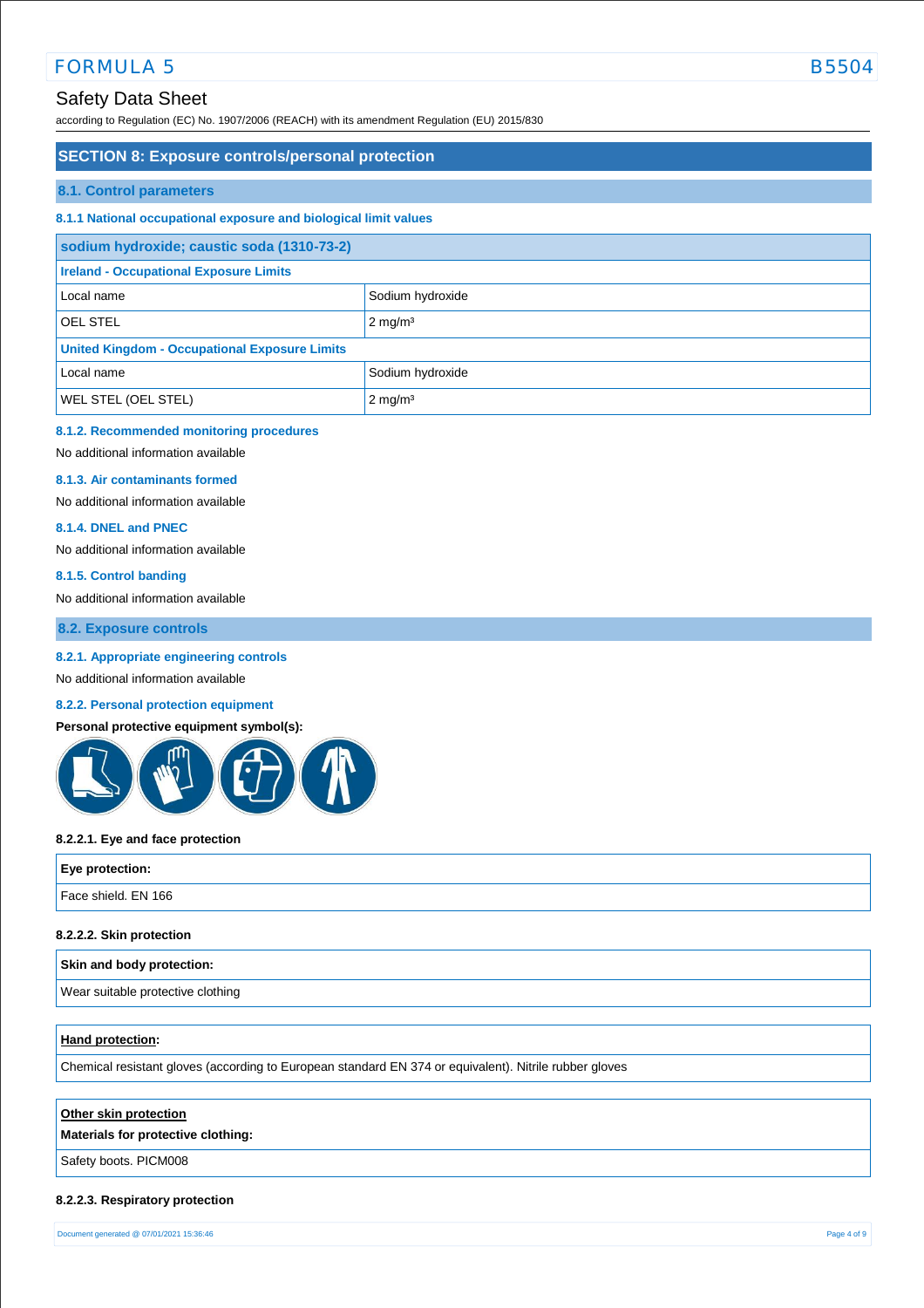## SECTION 8: Exposure controls/personal protection

### 8.1. Control parameters

#### 8.1.1 National occupational exposure and biological limit values

| sodium hydroxide; caustic soda (1310-73-2) | |
|---|---|
| **Ireland - Occupational Exposure Limits** | |
| Local name | Sodium hydroxide |
| OEL STEL | 2 mg/m³ |
| **United Kingdom - Occupational Exposure Limits** | |
| Local name | Sodium hydroxide |
| WEL STEL (OEL STEL) | 2 mg/m³ |

#### 8.1.2. Recommended monitoring procedures

No additional information available

#### 8.1.3. Air contaminants formed

No additional information available

#### 8.1.4. DNEL and PNEC

No additional information available

#### 8.1.5. Control banding

No additional information available

### 8.2. Exposure controls

#### 8.2.1. Appropriate engineering controls

No additional information available

#### 8.2.2. Personal protection equipment

**Personal protective equipment symbol(s):**

**8.2.2.1. Eye and face protection**

| Eye protection: |
|---|
| Face shield. EN 166 |

**8.2.2.2. Skin protection**

| Skin and body protection: |
|---|
| Wear suitable protective clothing |

| Hand protection: |
|---|
| Chemical resistant gloves (according to European standard EN 374 or equivalent). Nitrile rubber gloves |

| Other skin protection<br>Materials for protective clothing: |
|---|
| Safety boots. PICM008 |

**8.2.2.3. Respiratory protection**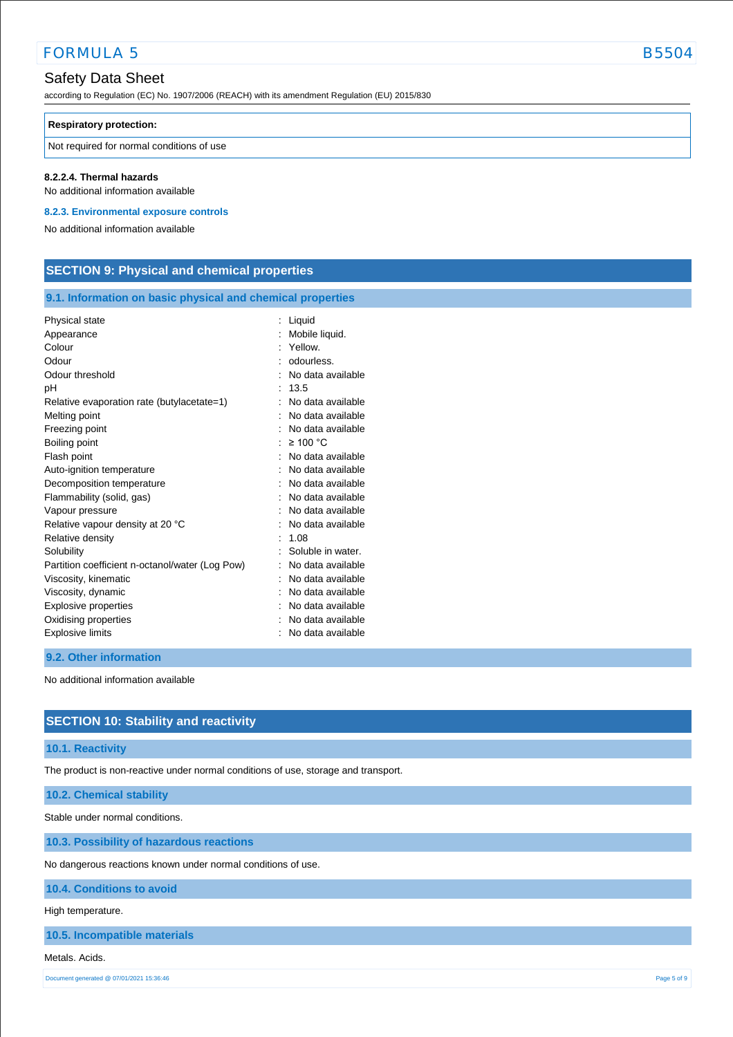| Respiratory protection: |
| --- |
| Not required for normal conditions of use |

**8.2.2.4. Thermal hazards**

No additional information available

### 8.2.3. Environmental exposure controls

No additional information available

## SECTION 9: Physical and chemical properties

### 9.1. Information on basic physical and chemical properties

| Property | Value |
| --- | --- |
| Physical state | Liquid |
| Appearance | Mobile liquid. |
| Colour | Yellow. |
| Odour | odourless. |
| Odour threshold | No data available |
| pH | 13.5 |
| Relative evaporation rate (butylacetate=1) | No data available |
| Melting point | No data available |
| Freezing point | No data available |
| Boiling point | ≥ 100 °C |
| Flash point | No data available |
| Auto-ignition temperature | No data available |
| Decomposition temperature | No data available |
| Flammability (solid, gas) | No data available |
| Vapour pressure | No data available |
| Relative vapour density at 20 °C | No data available |
| Relative density | 1.08 |
| Solubility | Soluble in water. |
| Partition coefficient n-octanol/water (Log Pow) | No data available |
| Viscosity, kinematic | No data available |
| Viscosity, dynamic | No data available |
| Explosive properties | No data available |
| Oxidising properties | No data available |
| Explosive limits | No data available |

### 9.2. Other information

No additional information available

## SECTION 10: Stability and reactivity

### 10.1. Reactivity

The product is non-reactive under normal conditions of use, storage and transport.

### 10.2. Chemical stability

Stable under normal conditions.

### 10.3. Possibility of hazardous reactions

No dangerous reactions known under normal conditions of use.

### 10.4. Conditions to avoid

High temperature.

### 10.5. Incompatible materials

Metals. Acids.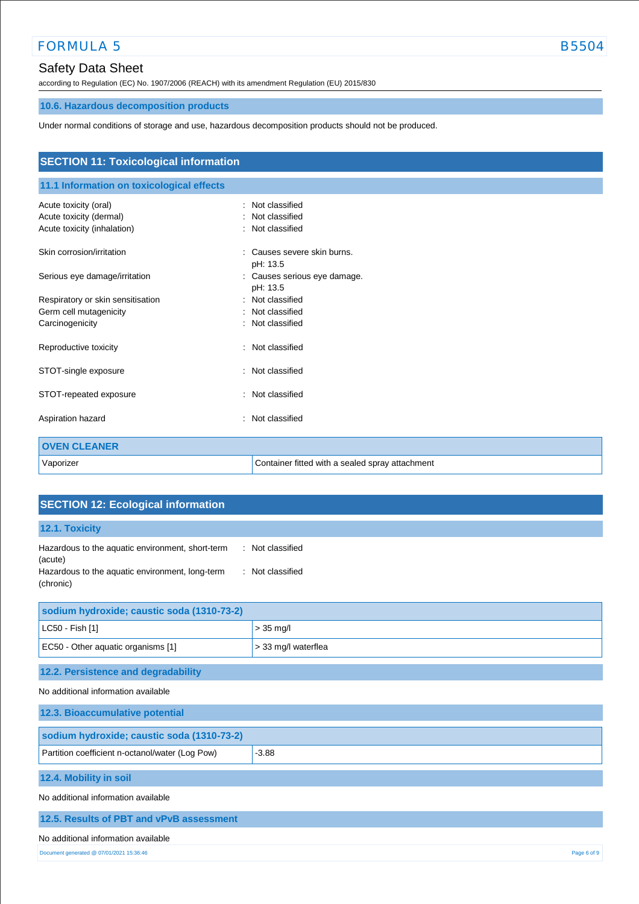### 10.6. Hazardous decomposition products

Under normal conditions of storage and use, hazardous decomposition products should not be produced.

## SECTION 11: Toxicological information

### 11.1 Information on toxicological effects

| | |
|---|---|
| Acute toxicity (oral) | : Not classified |
| Acute toxicity (dermal) | : Not classified |
| Acute toxicity (inhalation) | : Not classified |
| Skin corrosion/irritation | : Causes severe skin burns. pH: 13.5 |
| Serious eye damage/irritation | : Causes serious eye damage. pH: 13.5 |
| Respiratory or skin sensitisation | : Not classified |
| Germ cell mutagenicity | : Not classified |
| Carcinogenicity | : Not classified |
| Reproductive toxicity | : Not classified |
| STOT-single exposure | : Not classified |
| STOT-repeated exposure | : Not classified |
| Aspiration hazard | : Not classified |

| OVEN CLEANER | |
|---|---|
| Vaporizer | Container fitted with a sealed spray attachment |

## SECTION 12: Ecological information

### 12.1. Toxicity

| | |
|---|---|
| Hazardous to the aquatic environment, short-term (acute) | : Not classified |
| Hazardous to the aquatic environment, long-term (chronic) | : Not classified |

| sodium hydroxide; caustic soda (1310-73-2) | |
|---|---|
| LC50 - Fish [1] | > 35 mg/l |
| EC50 - Other aquatic organisms [1] | > 33 mg/l waterflea |

### 12.2. Persistence and degradability

No additional information available

### 12.3. Bioaccumulative potential

| sodium hydroxide; caustic soda (1310-73-2) | |
|---|---|
| Partition coefficient n-octanol/water (Log Pow) | -3.88 |

### 12.4. Mobility in soil

No additional information available

### 12.5. Results of PBT and vPvB assessment

No additional information available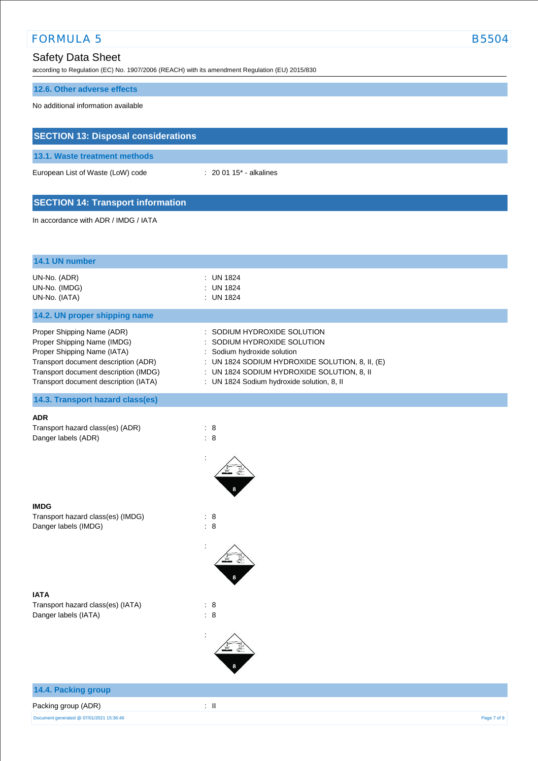### 12.6. Other adverse effects

No additional information available

## SECTION 13: Disposal considerations

### 13.1. Waste treatment methods

European List of Waste (LoW) code : 20 01 15* - alkalines

## SECTION 14: Transport information

In accordance with ADR / IMDG / IATA

### 14.1 UN number

UN-No. (ADR) : UN 1824
UN-No. (IMDG) : UN 1824
UN-No. (IATA) : UN 1824

### 14.2. UN proper shipping name

Proper Shipping Name (ADR) : SODIUM HYDROXIDE SOLUTION
Proper Shipping Name (IMDG) : SODIUM HYDROXIDE SOLUTION
Proper Shipping Name (IATA) : Sodium hydroxide solution
Transport document description (ADR) : UN 1824 SODIUM HYDROXIDE SOLUTION, 8, II, (E)
Transport document description (IMDG) : UN 1824 SODIUM HYDROXIDE SOLUTION, 8, II
Transport document description (IATA) : UN 1824 Sodium hydroxide solution, 8, II

### 14.3. Transport hazard class(es)

**ADR**

Transport hazard class(es) (ADR) : 8
Danger labels (ADR) : 8

:

**IMDG**

Transport hazard class(es) (IMDG) : 8
Danger labels (IMDG) : 8

:

**IATA**

Transport hazard class(es) (IATA) : 8
Danger labels (IATA) : 8

:

### 14.4. Packing group

Packing group (ADR) : II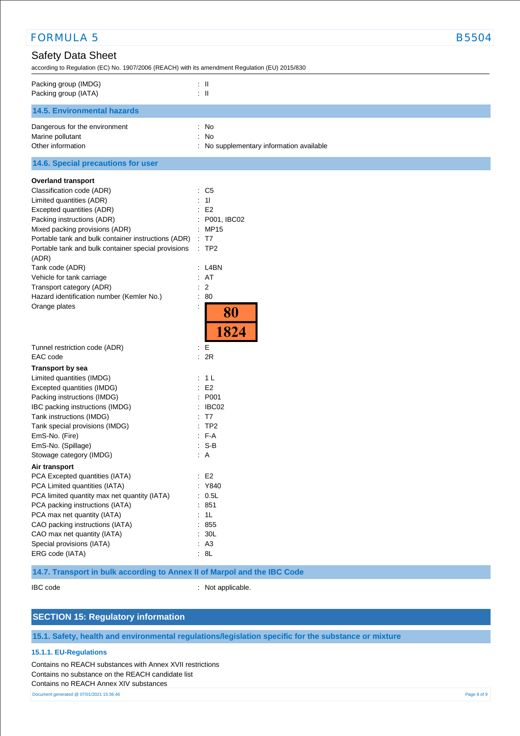| | |
|---|---|
| Packing group (IMDG) | : II |
| Packing group (IATA) | : II |

### 14.5. Environmental hazards

| | |
|---|---|
| Dangerous for the environment | : No |
| Marine pollutant | : No |
| Other information | : No supplementary information available |

### 14.6. Special precautions for user

**Overland transport**

| | |
|---|---|
| Classification code (ADR) | : C5 |
| Limited quantities (ADR) | : 1l |
| Excepted quantities (ADR) | : E2 |
| Packing instructions (ADR) | : P001, IBC02 |
| Mixed packing provisions (ADR) | : MP15 |
| Portable tank and bulk container instructions (ADR) | : T7 |
| Portable tank and bulk container special provisions (ADR) | : TP2 |
| Tank code (ADR) | : L4BN |
| Vehicle for tank carriage | : AT |
| Transport category (ADR) | : 2 |
| Hazard identification number (Kemler No.) | : 80 |
| Orange plates | : 80 / 1824 |
| Tunnel restriction code (ADR) | : E |
| EAC code | : 2R |

**Transport by sea**

| | |
|---|---|
| Limited quantities (IMDG) | : 1 L |
| Excepted quantities (IMDG) | : E2 |
| Packing instructions (IMDG) | : P001 |
| IBC packing instructions (IMDG) | : IBC02 |
| Tank instructions (IMDG) | : T7 |
| Tank special provisions (IMDG) | : TP2 |
| EmS-No. (Fire) | : F-A |
| EmS-No. (Spillage) | : S-B |
| Stowage category (IMDG) | : A |

**Air transport**

| | |
|---|---|
| PCA Excepted quantities (IATA) | : E2 |
| PCA Limited quantities (IATA) | : Y840 |
| PCA limited quantity max net quantity (IATA) | : 0.5L |
| PCA packing instructions (IATA) | : 851 |
| PCA max net quantity (IATA) | : 1L |
| CAO packing instructions (IATA) | : 855 |
| CAO max net quantity (IATA) | : 30L |
| Special provisions (IATA) | : A3 |
| ERG code (IATA) | : 8L |

### 14.7. Transport in bulk according to Annex II of Marpol and the IBC Code

| | |
|---|---|
| IBC code | : Not applicable. |

## SECTION 15: Regulatory information

### 15.1. Safety, health and environmental regulations/legislation specific for the substance or mixture

#### 15.1.1. EU-Regulations

Contains no REACH substances with Annex XVII restrictions
Contains no substance on the REACH candidate list
Contains no REACH Annex XIV substances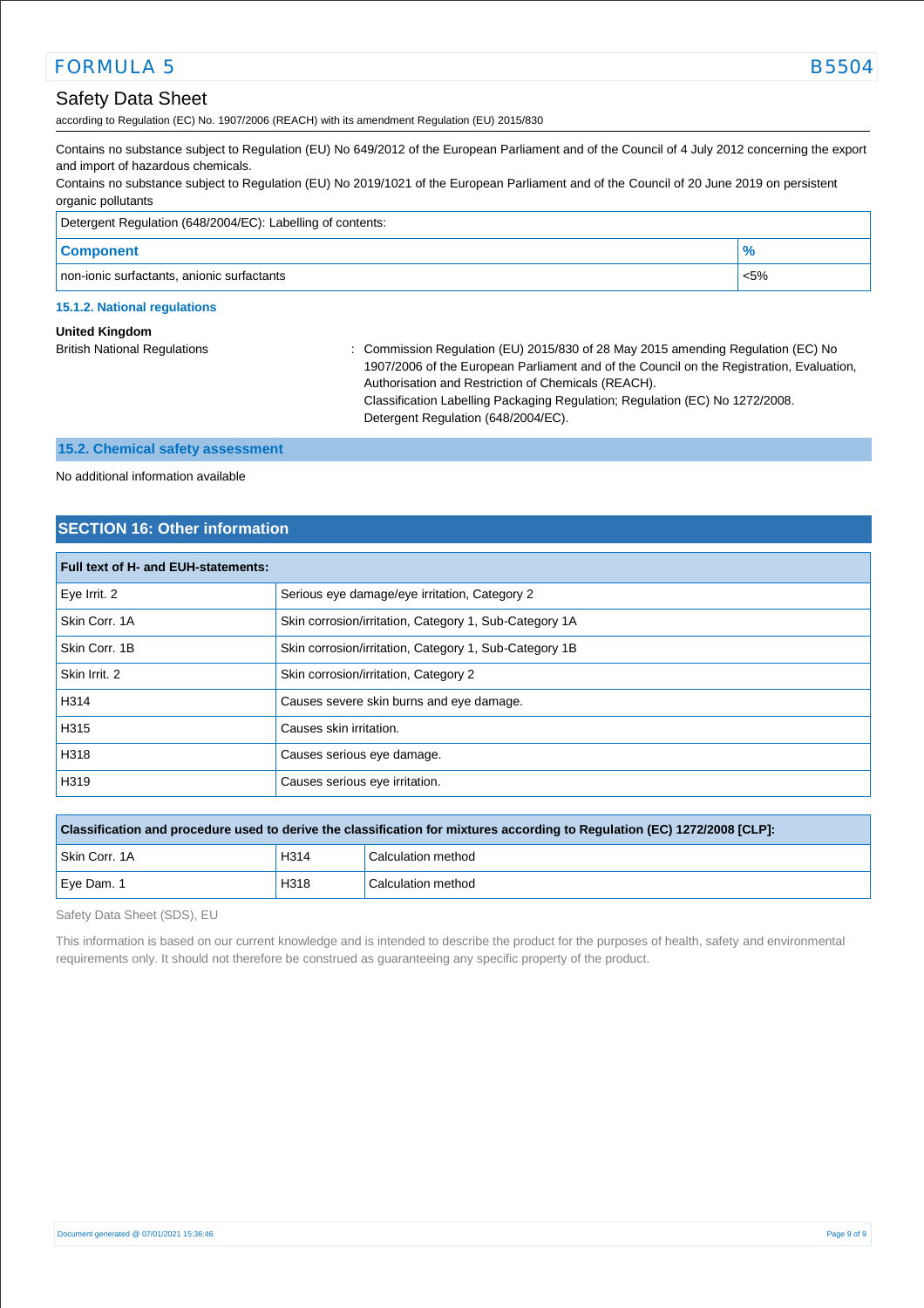Contains no substance subject to Regulation (EU) No 649/2012 of the European Parliament and of the Council of 4 July 2012 concerning the export and import of hazardous chemicals.
Contains no substance subject to Regulation (EU) No 2019/1021 of the European Parliament and of the Council of 20 June 2019 on persistent organic pollutants

Detergent Regulation (648/2004/EC): Labelling of contents:

| Component | % |
|---|---|
| non-ionic surfactants, anionic surfactants | <5% |

#### 15.1.2. National regulations

**United Kingdom**

British National Regulations : Commission Regulation (EU) 2015/830 of 28 May 2015 amending Regulation (EC) No 1907/2006 of the European Parliament and of the Council on the Registration, Evaluation, Authorisation and Restriction of Chemicals (REACH).
Classification Labelling Packaging Regulation; Regulation (EC) No 1272/2008.
Detergent Regulation (648/2004/EC).

### 15.2. Chemical safety assessment

No additional information available

## SECTION 16: Other information

| Full text of H- and EUH-statements: | |
|---|---|
| Eye Irrit. 2 | Serious eye damage/eye irritation, Category 2 |
| Skin Corr. 1A | Skin corrosion/irritation, Category 1, Sub-Category 1A |
| Skin Corr. 1B | Skin corrosion/irritation, Category 1, Sub-Category 1B |
| Skin Irrit. 2 | Skin corrosion/irritation, Category 2 |
| H314 | Causes severe skin burns and eye damage. |
| H315 | Causes skin irritation. |
| H318 | Causes serious eye damage. |
| H319 | Causes serious eye irritation. |

| Classification and procedure used to derive the classification for mixtures according to Regulation (EC) 1272/2008 [CLP]: | | |
|---|---|---|
| Skin Corr. 1A | H314 | Calculation method |
| Eye Dam. 1 | H318 | Calculation method |

Safety Data Sheet (SDS), EU

This information is based on our current knowledge and is intended to describe the product for the purposes of health, safety and environmental requirements only. It should not therefore be construed as guaranteeing any specific property of the product.